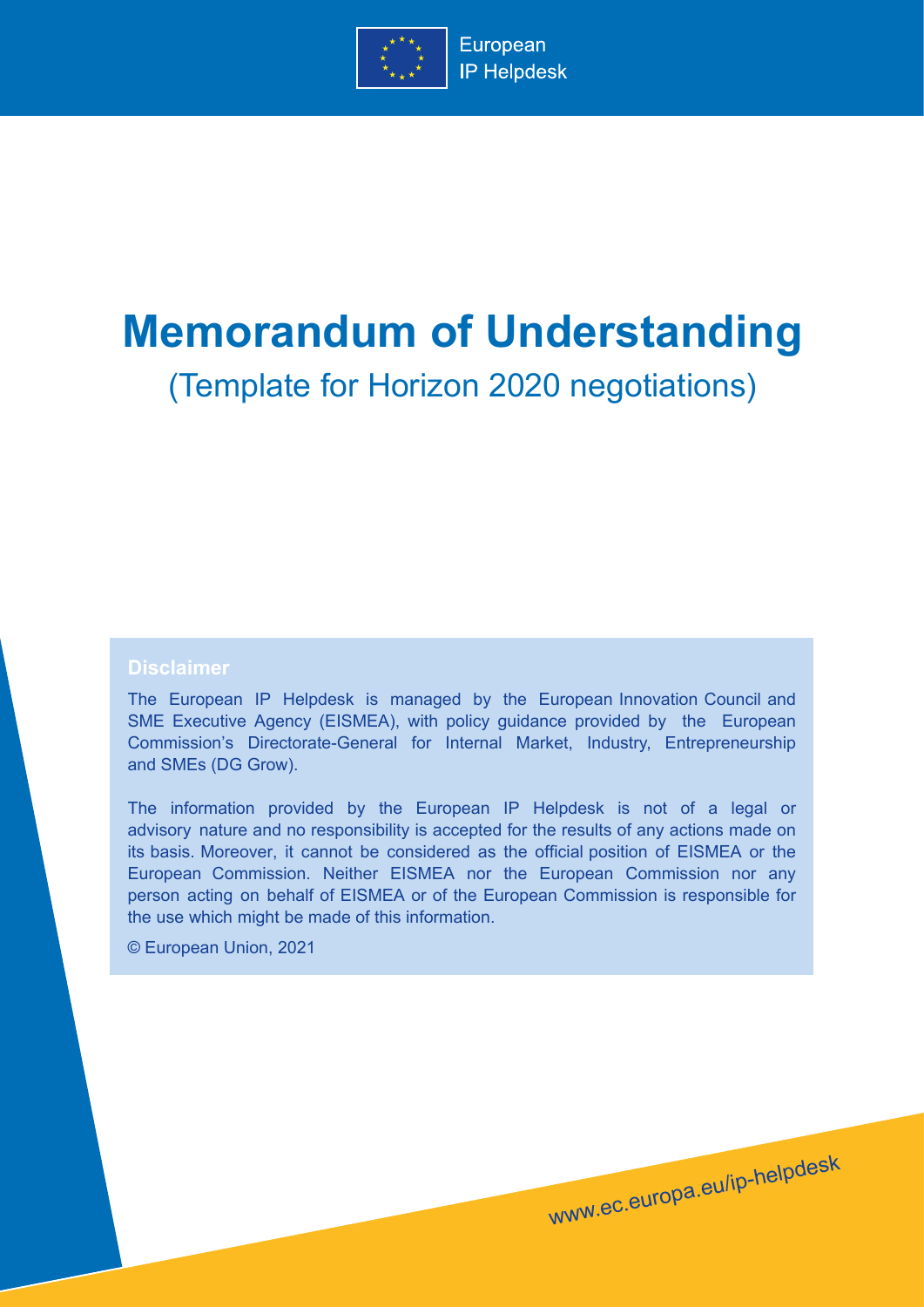European IP Helpdesk

# Memorandum of Understanding

## (Template for Horizon 2020 negotiations)

**Disclaimer**

The European IP Helpdesk is managed by the European Innovation Council and SME Executive Agency (EISMEA), with policy guidance provided by the European Commission's Directorate-General for Internal Market, Industry, Entrepreneurship and SMEs (DG Grow).

The information provided by the European IP Helpdesk is not of a legal or advisory nature and no responsibility is accepted for the results of any actions made on its basis. Moreover, it cannot be considered as the official position of EISMEA or the European Commission. Neither EISMEA nor the European Commission nor any person acting on behalf of EISMEA or of the European Commission is responsible for the use which might be made of this information.

© European Union, 2021

www.ec.europa.eu/ip-helpdesk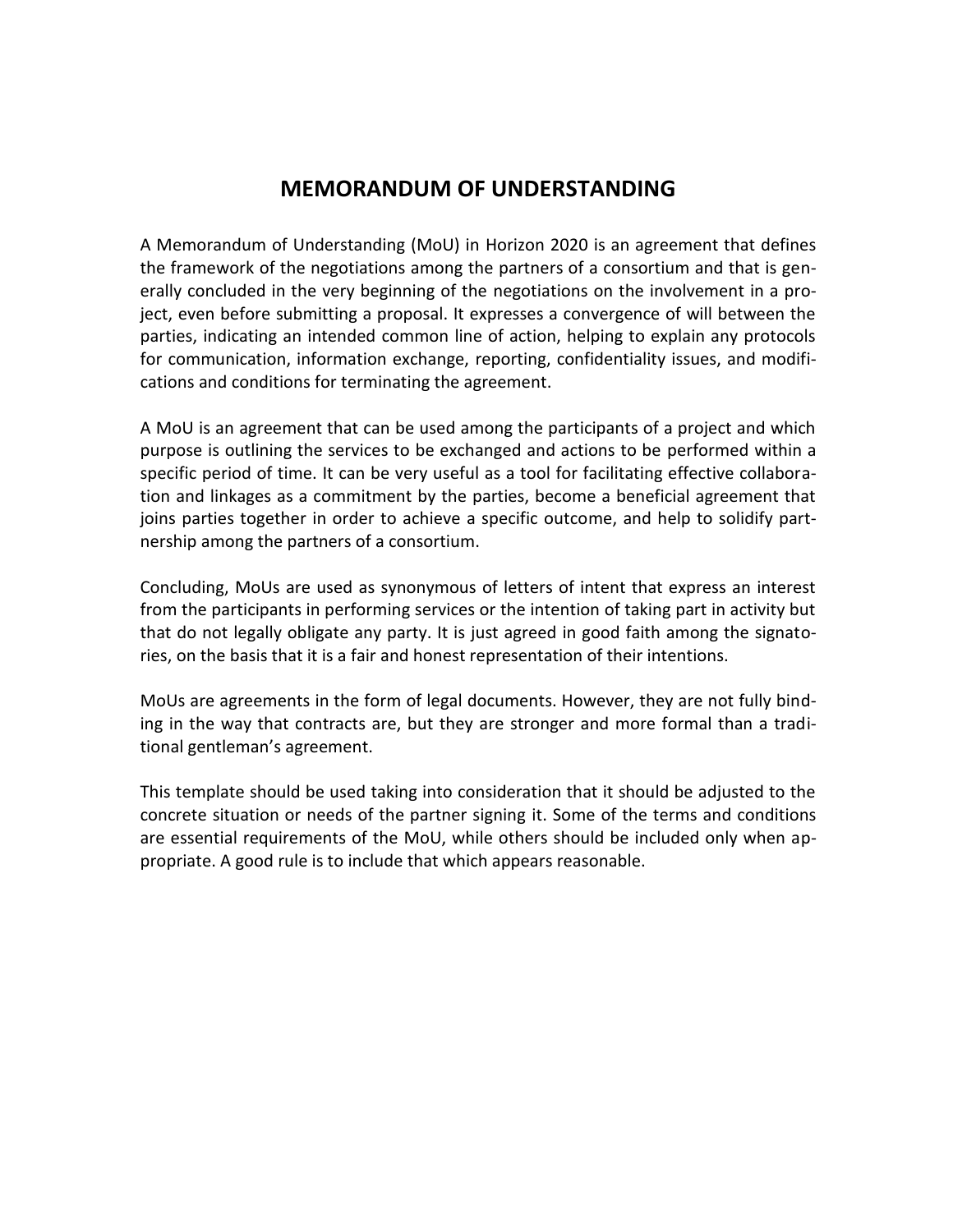# MEMORANDUM OF UNDERSTANDING

A Memorandum of Understanding (MoU) in Horizon 2020 is an agreement that defines the framework of the negotiations among the partners of a consortium and that is generally concluded in the very beginning of the negotiations on the involvement in a project, even before submitting a proposal. It expresses a convergence of will between the parties, indicating an intended common line of action, helping to explain any protocols for communication, information exchange, reporting, confidentiality issues, and modifications and conditions for terminating the agreement.

A MoU is an agreement that can be used among the participants of a project and which purpose is outlining the services to be exchanged and actions to be performed within a specific period of time. It can be very useful as a tool for facilitating effective collaboration and linkages as a commitment by the parties, become a beneficial agreement that joins parties together in order to achieve a specific outcome, and help to solidify partnership among the partners of a consortium.

Concluding, MoUs are used as synonymous of letters of intent that express an interest from the participants in performing services or the intention of taking part in activity but that do not legally obligate any party. It is just agreed in good faith among the signatories, on the basis that it is a fair and honest representation of their intentions.

MoUs are agreements in the form of legal documents. However, they are not fully binding in the way that contracts are, but they are stronger and more formal than a traditional gentleman's agreement.

This template should be used taking into consideration that it should be adjusted to the concrete situation or needs of the partner signing it. Some of the terms and conditions are essential requirements of the MoU, while others should be included only when appropriate. A good rule is to include that which appears reasonable.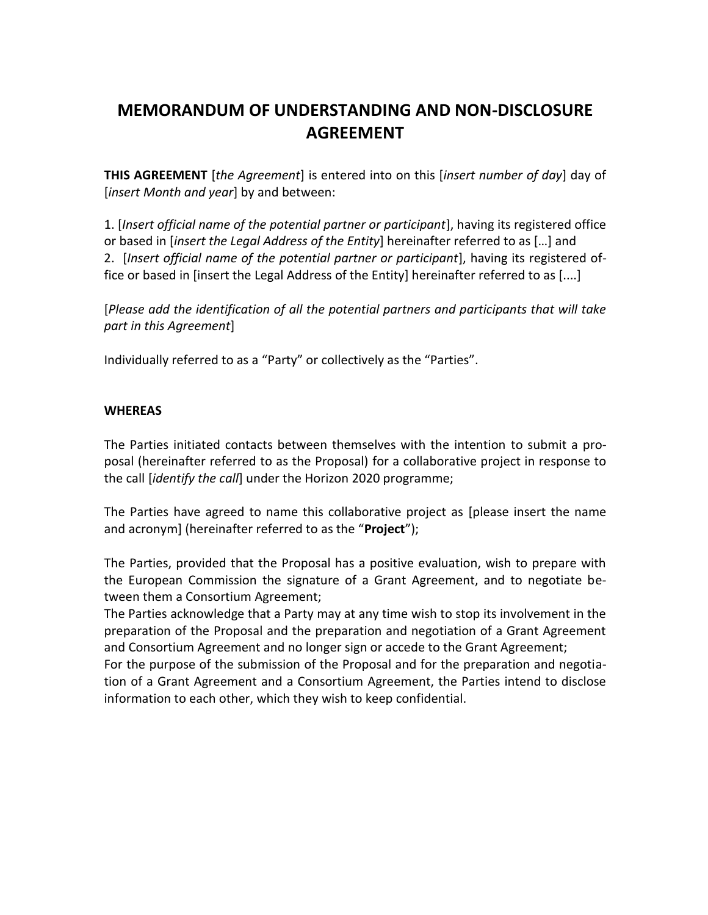# MEMORANDUM OF UNDERSTANDING AND NON-DISCLOSURE AGREEMENT

**THIS AGREEMENT** [*the Agreement*] is entered into on this [*insert number of day*] day of [*insert Month and year*] by and between:

1. [*Insert official name of the potential partner or participant*], having its registered office or based in [*insert the Legal Address of the Entity*] hereinafter referred to as […] and
2. [*Insert official name of the potential partner or participant*], having its registered office or based in [insert the Legal Address of the Entity] hereinafter referred to as [....]

[*Please add the identification of all the potential partners and participants that will take part in this Agreement*]

Individually referred to as a "Party" or collectively as the "Parties".

**WHEREAS**

The Parties initiated contacts between themselves with the intention to submit a proposal (hereinafter referred to as the Proposal) for a collaborative project in response to the call [*identify the call*] under the Horizon 2020 programme;

The Parties have agreed to name this collaborative project as [please insert the name and acronym] (hereinafter referred to as the "**Project**");

The Parties, provided that the Proposal has a positive evaluation, wish to prepare with the European Commission the signature of a Grant Agreement, and to negotiate between them a Consortium Agreement;

The Parties acknowledge that a Party may at any time wish to stop its involvement in the preparation of the Proposal and the preparation and negotiation of a Grant Agreement and Consortium Agreement and no longer sign or accede to the Grant Agreement;

For the purpose of the submission of the Proposal and for the preparation and negotiation of a Grant Agreement and a Consortium Agreement, the Parties intend to disclose information to each other, which they wish to keep confidential.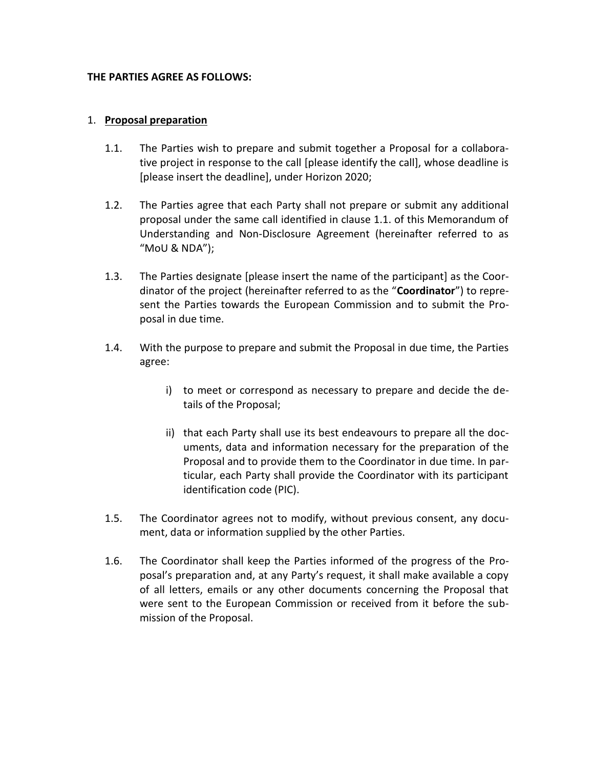**THE PARTIES AGREE AS FOLLOWS:**

1. **Proposal preparation**

1.1. The Parties wish to prepare and submit together a Proposal for a collaborative project in response to the call [please identify the call], whose deadline is [please insert the deadline], under Horizon 2020;

1.2. The Parties agree that each Party shall not prepare or submit any additional proposal under the same call identified in clause 1.1. of this Memorandum of Understanding and Non-Disclosure Agreement (hereinafter referred to as "MoU & NDA");

1.3. The Parties designate [please insert the name of the participant] as the Coordinator of the project (hereinafter referred to as the "**Coordinator**") to represent the Parties towards the European Commission and to submit the Proposal in due time.

1.4. With the purpose to prepare and submit the Proposal in due time, the Parties agree:

   i) to meet or correspond as necessary to prepare and decide the details of the Proposal;

   ii) that each Party shall use its best endeavours to prepare all the documents, data and information necessary for the preparation of the Proposal and to provide them to the Coordinator in due time. In particular, each Party shall provide the Coordinator with its participant identification code (PIC).

1.5. The Coordinator agrees not to modify, without previous consent, any document, data or information supplied by the other Parties.

1.6. The Coordinator shall keep the Parties informed of the progress of the Proposal's preparation and, at any Party's request, it shall make available a copy of all letters, emails or any other documents concerning the Proposal that were sent to the European Commission or received from it before the submission of the Proposal.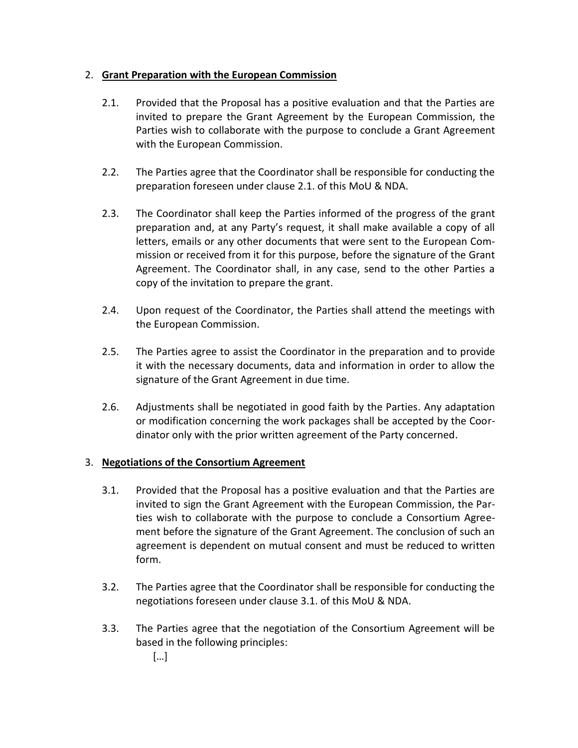## 2. **Grant Preparation with the European Commission**

2.1. Provided that the Proposal has a positive evaluation and that the Parties are invited to prepare the Grant Agreement by the European Commission, the Parties wish to collaborate with the purpose to conclude a Grant Agreement with the European Commission.

2.2. The Parties agree that the Coordinator shall be responsible for conducting the preparation foreseen under clause 2.1. of this MoU & NDA.

2.3. The Coordinator shall keep the Parties informed of the progress of the grant preparation and, at any Party's request, it shall make available a copy of all letters, emails or any other documents that were sent to the European Commission or received from it for this purpose, before the signature of the Grant Agreement. The Coordinator shall, in any case, send to the other Parties a copy of the invitation to prepare the grant.

2.4. Upon request of the Coordinator, the Parties shall attend the meetings with the European Commission.

2.5. The Parties agree to assist the Coordinator in the preparation and to provide it with the necessary documents, data and information in order to allow the signature of the Grant Agreement in due time.

2.6. Adjustments shall be negotiated in good faith by the Parties. Any adaptation or modification concerning the work packages shall be accepted by the Coordinator only with the prior written agreement of the Party concerned.

## 3. **Negotiations of the Consortium Agreement**

3.1. Provided that the Proposal has a positive evaluation and that the Parties are invited to sign the Grant Agreement with the European Commission, the Parties wish to collaborate with the purpose to conclude a Consortium Agreement before the signature of the Grant Agreement. The conclusion of such an agreement is dependent on mutual consent and must be reduced to written form.

3.2. The Parties agree that the Coordinator shall be responsible for conducting the negotiations foreseen under clause 3.1. of this MoU & NDA.

3.3. The Parties agree that the negotiation of the Consortium Agreement will be based in the following principles:

[…]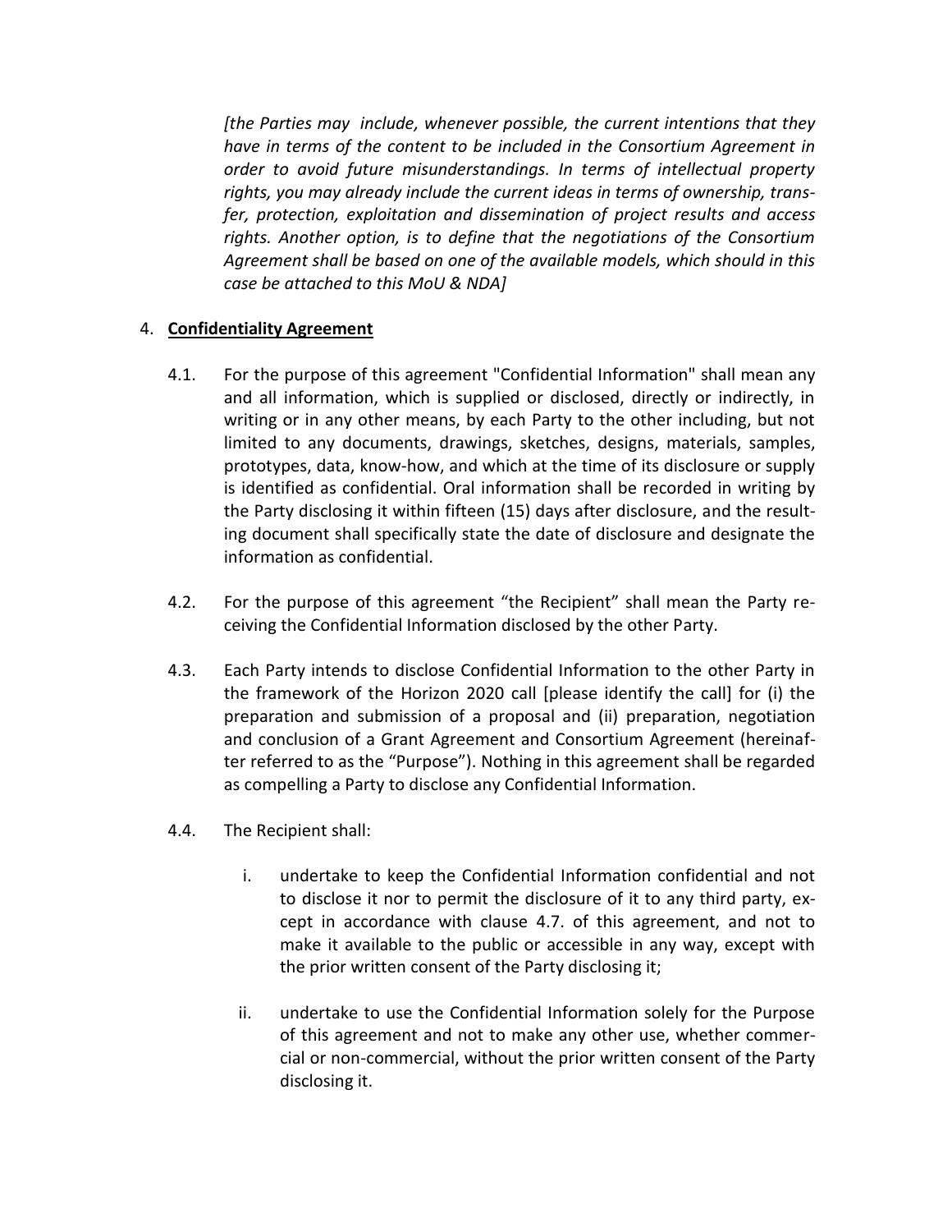*[the Parties may include, whenever possible, the current intentions that they have in terms of the content to be included in the Consortium Agreement in order to avoid future misunderstandings. In terms of intellectual property rights, you may already include the current ideas in terms of ownership, transfer, protection, exploitation and dissemination of project results and access rights. Another option, is to define that the negotiations of the Consortium Agreement shall be based on one of the available models, which should in this case be attached to this MoU & NDA]*

4. **Confidentiality Agreement**

4.1. For the purpose of this agreement "Confidential Information" shall mean any and all information, which is supplied or disclosed, directly or indirectly, in writing or in any other means, by each Party to the other including, but not limited to any documents, drawings, sketches, designs, materials, samples, prototypes, data, know-how, and which at the time of its disclosure or supply is identified as confidential. Oral information shall be recorded in writing by the Party disclosing it within fifteen (15) days after disclosure, and the resulting document shall specifically state the date of disclosure and designate the information as confidential.

4.2. For the purpose of this agreement "the Recipient" shall mean the Party receiving the Confidential Information disclosed by the other Party.

4.3. Each Party intends to disclose Confidential Information to the other Party in the framework of the Horizon 2020 call [please identify the call] for (i) the preparation and submission of a proposal and (ii) preparation, negotiation and conclusion of a Grant Agreement and Consortium Agreement (hereinafter referred to as the "Purpose"). Nothing in this agreement shall be regarded as compelling a Party to disclose any Confidential Information.

4.4. The Recipient shall:

   i. undertake to keep the Confidential Information confidential and not to disclose it nor to permit the disclosure of it to any third party, except in accordance with clause 4.7. of this agreement, and not to make it available to the public or accessible in any way, except with the prior written consent of the Party disclosing it;

   ii. undertake to use the Confidential Information solely for the Purpose of this agreement and not to make any other use, whether commercial or non-commercial, without the prior written consent of the Party disclosing it.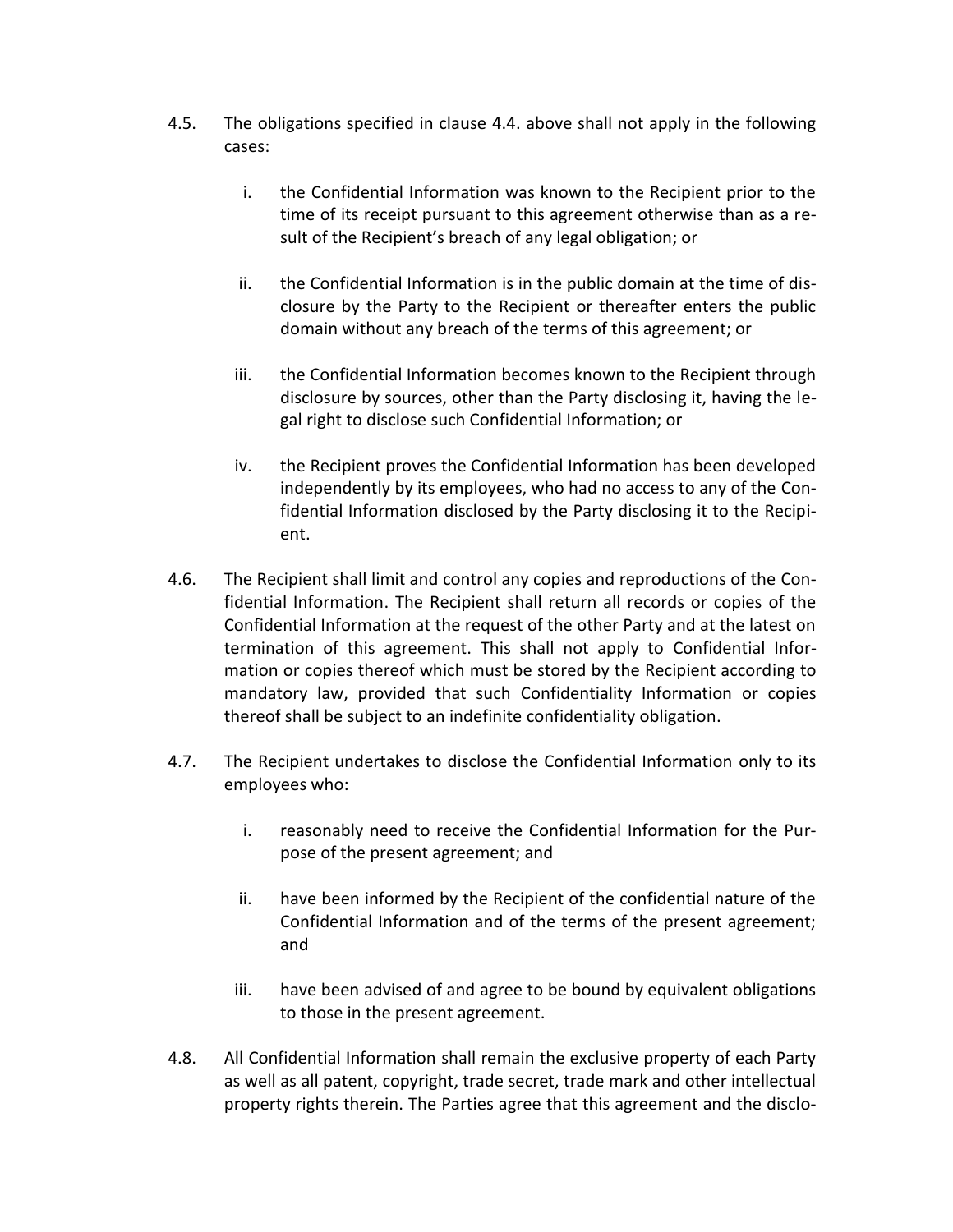4.5. The obligations specified in clause 4.4. above shall not apply in the following cases:

   i. the Confidential Information was known to the Recipient prior to the time of its receipt pursuant to this agreement otherwise than as a result of the Recipient's breach of any legal obligation; or

   ii. the Confidential Information is in the public domain at the time of disclosure by the Party to the Recipient or thereafter enters the public domain without any breach of the terms of this agreement; or

   iii. the Confidential Information becomes known to the Recipient through disclosure by sources, other than the Party disclosing it, having the legal right to disclose such Confidential Information; or

   iv. the Recipient proves the Confidential Information has been developed independently by its employees, who had no access to any of the Confidential Information disclosed by the Party disclosing it to the Recipient.

4.6. The Recipient shall limit and control any copies and reproductions of the Confidential Information. The Recipient shall return all records or copies of the Confidential Information at the request of the other Party and at the latest on termination of this agreement. This shall not apply to Confidential Information or copies thereof which must be stored by the Recipient according to mandatory law, provided that such Confidentiality Information or copies thereof shall be subject to an indefinite confidentiality obligation.

4.7. The Recipient undertakes to disclose the Confidential Information only to its employees who:

   i. reasonably need to receive the Confidential Information for the Purpose of the present agreement; and

   ii. have been informed by the Recipient of the confidential nature of the Confidential Information and of the terms of the present agreement; and

   iii. have been advised of and agree to be bound by equivalent obligations to those in the present agreement.

4.8. All Confidential Information shall remain the exclusive property of each Party as well as all patent, copyright, trade secret, trade mark and other intellectual property rights therein. The Parties agree that this agreement and the disclo-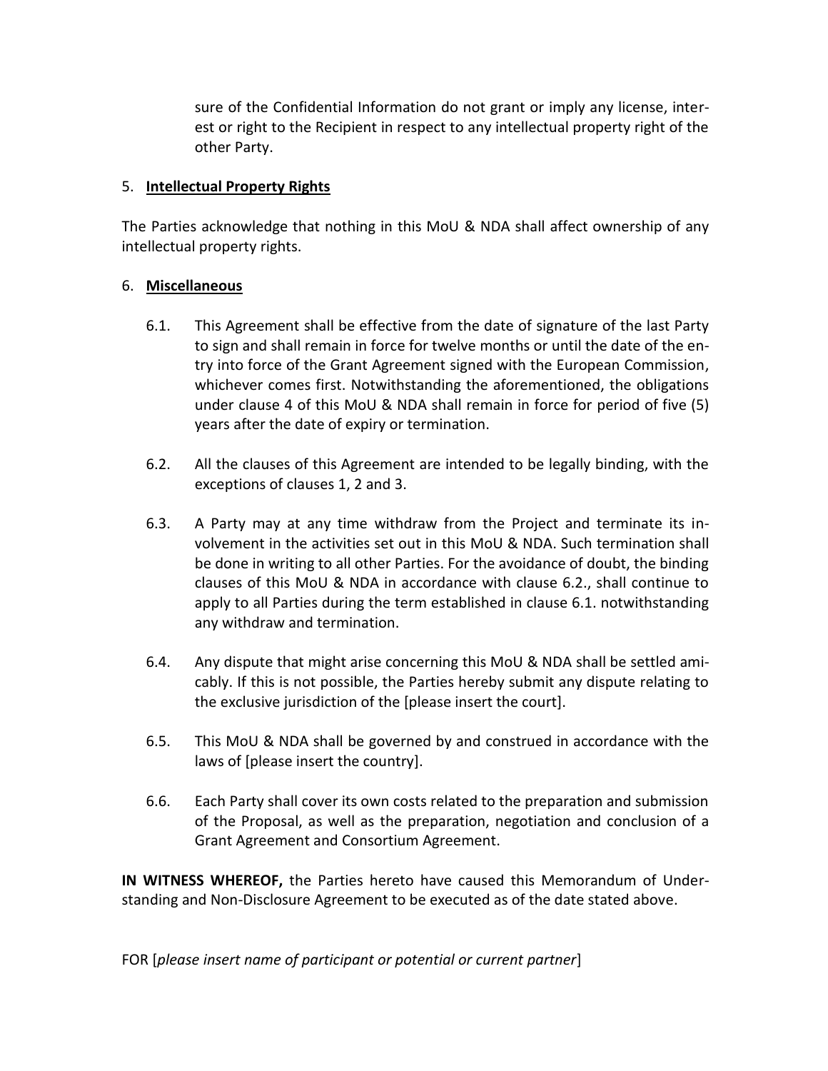sure of the Confidential Information do not grant or imply any license, interest or right to the Recipient in respect to any intellectual property right of the other Party.

5. **Intellectual Property Rights**

The Parties acknowledge that nothing in this MoU & NDA shall affect ownership of any intellectual property rights.

6. **Miscellaneous**

6.1. This Agreement shall be effective from the date of signature of the last Party to sign and shall remain in force for twelve months or until the date of the entry into force of the Grant Agreement signed with the European Commission, whichever comes first. Notwithstanding the aforementioned, the obligations under clause 4 of this MoU & NDA shall remain in force for period of five (5) years after the date of expiry or termination.

6.2. All the clauses of this Agreement are intended to be legally binding, with the exceptions of clauses 1, 2 and 3.

6.3. A Party may at any time withdraw from the Project and terminate its involvement in the activities set out in this MoU & NDA. Such termination shall be done in writing to all other Parties. For the avoidance of doubt, the binding clauses of this MoU & NDA in accordance with clause 6.2., shall continue to apply to all Parties during the term established in clause 6.1. notwithstanding any withdraw and termination.

6.4. Any dispute that might arise concerning this MoU & NDA shall be settled amicably. If this is not possible, the Parties hereby submit any dispute relating to the exclusive jurisdiction of the [please insert the court].

6.5. This MoU & NDA shall be governed by and construed in accordance with the laws of [please insert the country].

6.6. Each Party shall cover its own costs related to the preparation and submission of the Proposal, as well as the preparation, negotiation and conclusion of a Grant Agreement and Consortium Agreement.

**IN WITNESS WHEREOF,** the Parties hereto have caused this Memorandum of Understanding and Non-Disclosure Agreement to be executed as of the date stated above.

FOR [*please insert name of participant or potential or current partner*]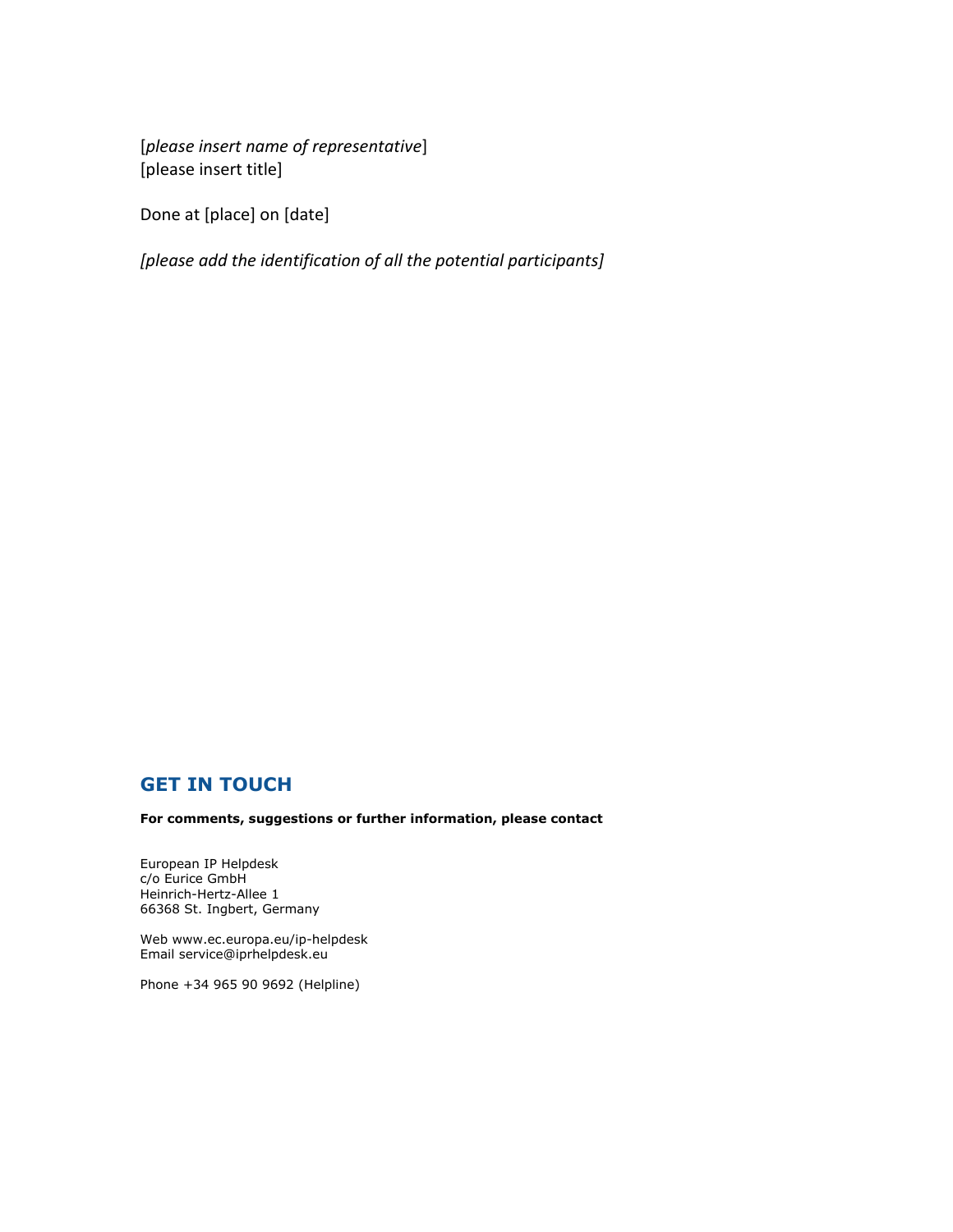[*please insert name of representative*]
[please insert title]

Done at [place] on [date]

*[please add the identification of all the potential participants]*

## GET IN TOUCH

**For comments, suggestions or further information, please contact**

European IP Helpdesk
c/o Eurice GmbH
Heinrich-Hertz-Allee 1
66368 St. Ingbert, Germany

Web www.ec.europa.eu/ip-helpdesk
Email service@iprhelpdesk.eu

Phone +34 965 90 9692 (Helpline)